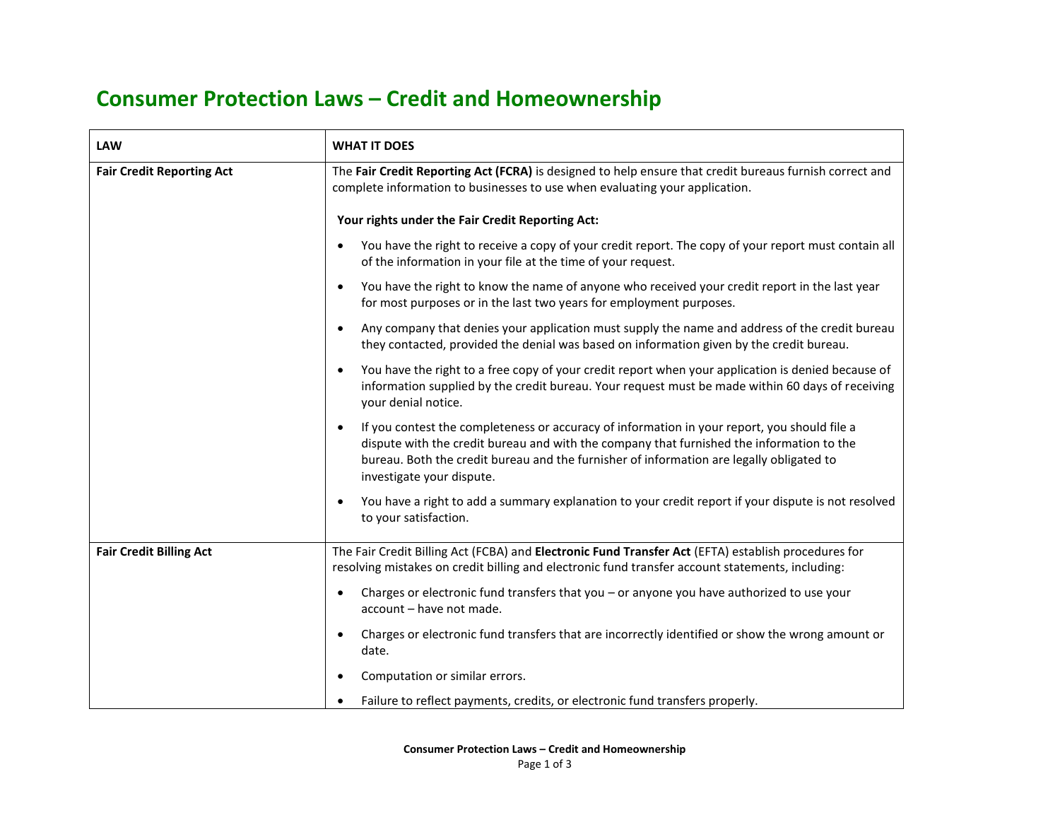# Consumer Protection Laws – Credit and Homeownership

| LAW | WHAT IT DOES |
|---|---|
| **Fair Credit Reporting Act** | The **Fair Credit Reporting Act (FCRA)** is designed to help ensure that credit bureaus furnish correct and complete information to businesses to use when evaluating your application.<br><br>**Your rights under the Fair Credit Reporting Act:**<br><br>• You have the right to receive a copy of your credit report. The copy of your report must contain all of the information in your file at the time of your request.<br>• You have the right to know the name of anyone who received your credit report in the last year for most purposes or in the last two years for employment purposes.<br>• Any company that denies your application must supply the name and address of the credit bureau they contacted, provided the denial was based on information given by the credit bureau.<br>• You have the right to a free copy of your credit report when your application is denied because of information supplied by the credit bureau. Your request must be made within 60 days of receiving your denial notice.<br>• If you contest the completeness or accuracy of information in your report, you should file a dispute with the credit bureau and with the company that furnished the information to the bureau. Both the credit bureau and the furnisher of information are legally obligated to investigate your dispute.<br>• You have a right to add a summary explanation to your credit report if your dispute is not resolved to your satisfaction. |
| **Fair Credit Billing Act** | The Fair Credit Billing Act (FCBA) and **Electronic Fund Transfer Act** (EFTA) establish procedures for resolving mistakes on credit billing and electronic fund transfer account statements, including:<br><br>• Charges or electronic fund transfers that you – or anyone you have authorized to use your account – have not made.<br>• Charges or electronic fund transfers that are incorrectly identified or show the wrong amount or date.<br>• Computation or similar errors.<br>• Failure to reflect payments, credits, or electronic fund transfers properly. |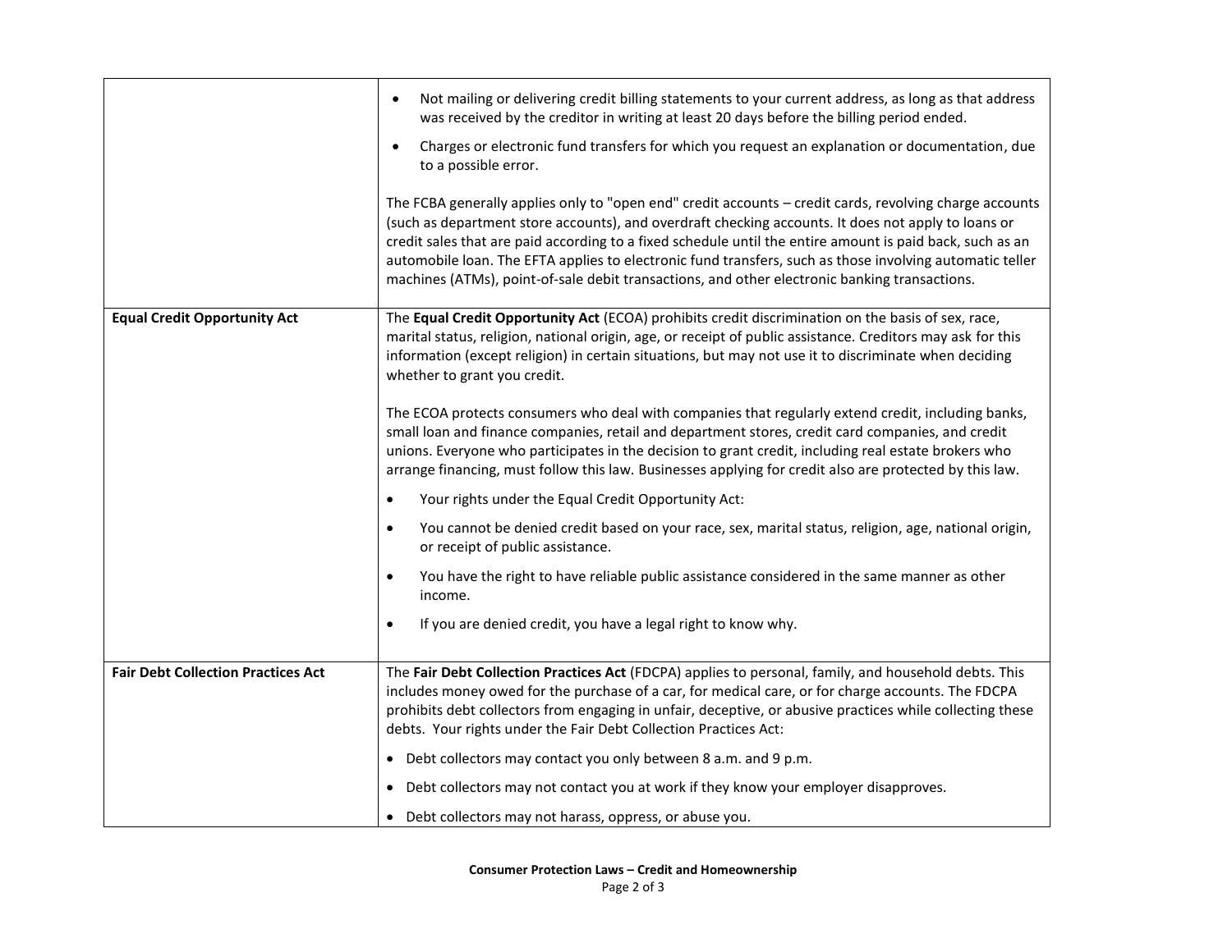| | |
|---|---|
| | • Not mailing or delivering credit billing statements to your current address, as long as that address was received by the creditor in writing at least 20 days before the billing period ended.<br>• Charges or electronic fund transfers for which you request an explanation or documentation, due to a possible error.<br><br>The FCBA generally applies only to "open end" credit accounts – credit cards, revolving charge accounts (such as department store accounts), and overdraft checking accounts. It does not apply to loans or credit sales that are paid according to a fixed schedule until the entire amount is paid back, such as an automobile loan. The EFTA applies to electronic fund transfers, such as those involving automatic teller machines (ATMs), point-of-sale debit transactions, and other electronic banking transactions. |
| **Equal Credit Opportunity Act** | The **Equal Credit Opportunity Act** (ECOA) prohibits credit discrimination on the basis of sex, race, marital status, religion, national origin, age, or receipt of public assistance. Creditors may ask for this information (except religion) in certain situations, but may not use it to discriminate when deciding whether to grant you credit.<br><br>The ECOA protects consumers who deal with companies that regularly extend credit, including banks, small loan and finance companies, retail and department stores, credit card companies, and credit unions. Everyone who participates in the decision to grant credit, including real estate brokers who arrange financing, must follow this law. Businesses applying for credit also are protected by this law.<br>• Your rights under the Equal Credit Opportunity Act:<br>• You cannot be denied credit based on your race, sex, marital status, religion, age, national origin, or receipt of public assistance.<br>• You have the right to have reliable public assistance considered in the same manner as other income.<br>• If you are denied credit, you have a legal right to know why. |
| **Fair Debt Collection Practices Act** | The **Fair Debt Collection Practices Act** (FDCPA) applies to personal, family, and household debts. This includes money owed for the purchase of a car, for medical care, or for charge accounts. The FDCPA prohibits debt collectors from engaging in unfair, deceptive, or abusive practices while collecting these debts. Your rights under the Fair Debt Collection Practices Act:<br>• Debt collectors may contact you only between 8 a.m. and 9 p.m.<br>• Debt collectors may not contact you at work if they know your employer disapproves.<br>• Debt collectors may not harass, oppress, or abuse you. |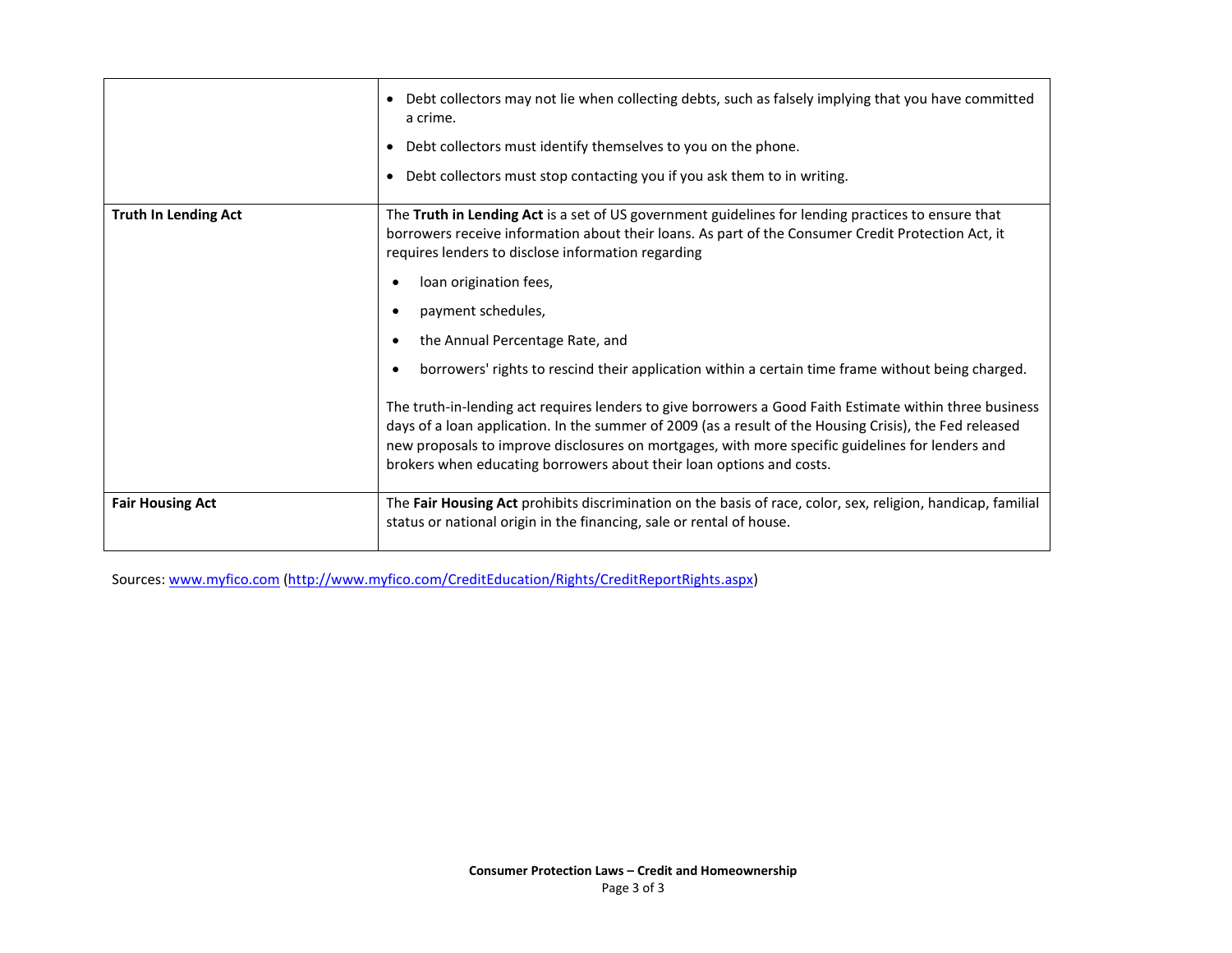| | |
|---|---|
| | • Debt collectors may not lie when collecting debts, such as falsely implying that you have committed a crime.<br>• Debt collectors must identify themselves to you on the phone.<br>• Debt collectors must stop contacting you if you ask them to in writing. |
| **Truth In Lending Act** | The **Truth in Lending Act** is a set of US government guidelines for lending practices to ensure that borrowers receive information about their loans. As part of the Consumer Credit Protection Act, it requires lenders to disclose information regarding<br>• loan origination fees,<br>• payment schedules,<br>• the Annual Percentage Rate, and<br>• borrowers' rights to rescind their application within a certain time frame without being charged.<br><br>The truth-in-lending act requires lenders to give borrowers a Good Faith Estimate within three business days of a loan application. In the summer of 2009 (as a result of the Housing Crisis), the Fed released new proposals to improve disclosures on mortgages, with more specific guidelines for lenders and brokers when educating borrowers about their loan options and costs. |
| **Fair Housing Act** | The **Fair Housing Act** prohibits discrimination on the basis of race, color, sex, religion, handicap, familial status or national origin in the financing, sale or rental of house. |

Sources: [www.myfico.com](http://www.myfico.com) ([http://www.myfico.com/CreditEducation/Rights/CreditReportRights.aspx](http://www.myfico.com/CreditEducation/Rights/CreditReportRights.aspx))